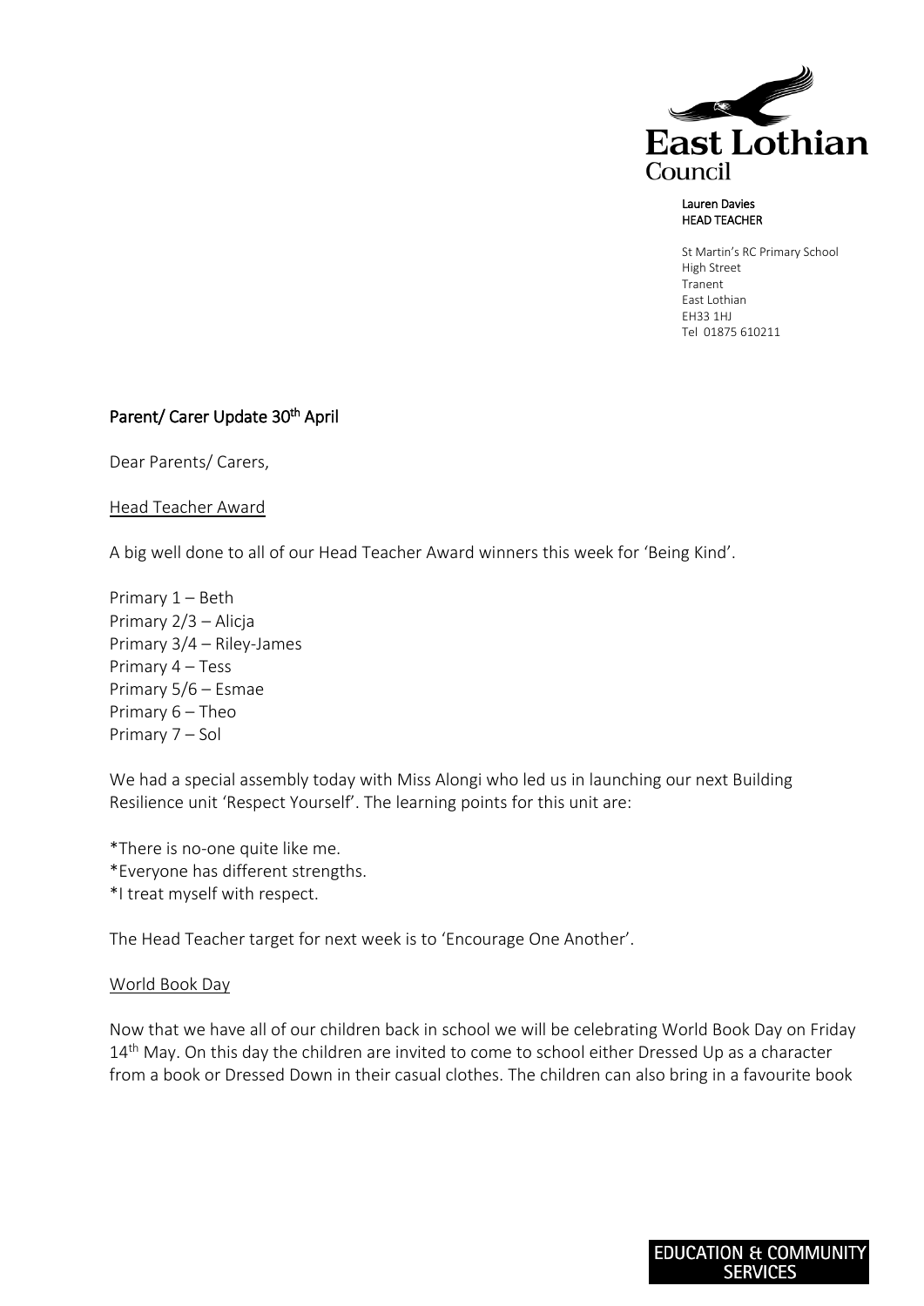East Lothian Council

Lauren Davies
HEAD TEACHER

St Martin's RC Primary School
High Street
Tranent
East Lothian
EH33 1HJ
Tel 01875 610211

## Parent/ Carer Update 30th April

Dear Parents/ Carers,

### Head Teacher Award

A big well done to all of our Head Teacher Award winners this week for 'Being Kind'.

Primary 1 – Beth
Primary 2/3 – Alicja
Primary 3/4 – Riley-James
Primary 4 – Tess
Primary 5/6 – Esmae
Primary 6 – Theo
Primary 7 – Sol

We had a special assembly today with Miss Alongi who led us in launching our next Building Resilience unit 'Respect Yourself'. The learning points for this unit are:

*There is no-one quite like me.
*Everyone has different strengths.
*I treat myself with respect.

The Head Teacher target for next week is to 'Encourage One Another'.

### World Book Day

Now that we have all of our children back in school we will be celebrating World Book Day on Friday 14th May. On this day the children are invited to come to school either Dressed Up as a character from a book or Dressed Down in their casual clothes. The children can also bring in a favourite book

EDUCATION & COMMUNITY SERVICES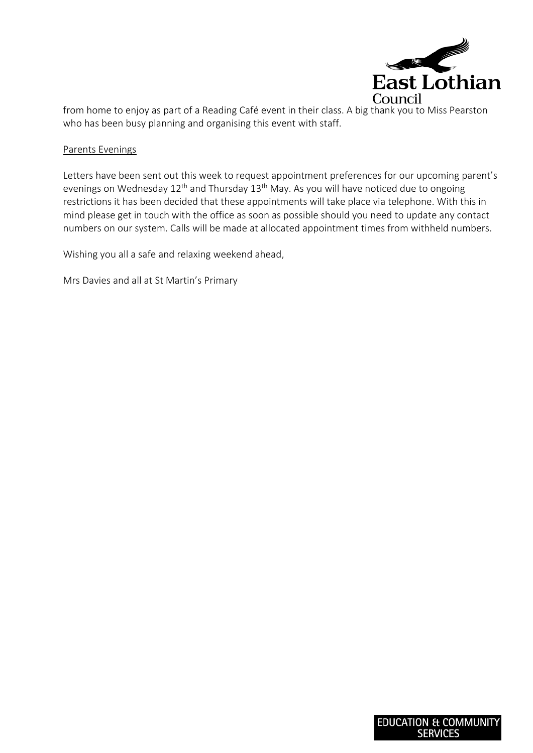from home to enjoy as part of a Reading Café event in their class. A big thank you to Miss Pearston who has been busy planning and organising this event with staff.

<u>Parents Evenings</u>

Letters have been sent out this week to request appointment preferences for our upcoming parent's evenings on Wednesday 12th and Thursday 13th May. As you will have noticed due to ongoing restrictions it has been decided that these appointments will take place via telephone. With this in mind please get in touch with the office as soon as possible should you need to update any contact numbers on our system. Calls will be made at allocated appointment times from withheld numbers.

Wishing you all a safe and relaxing weekend ahead,

Mrs Davies and all at St Martin's Primary